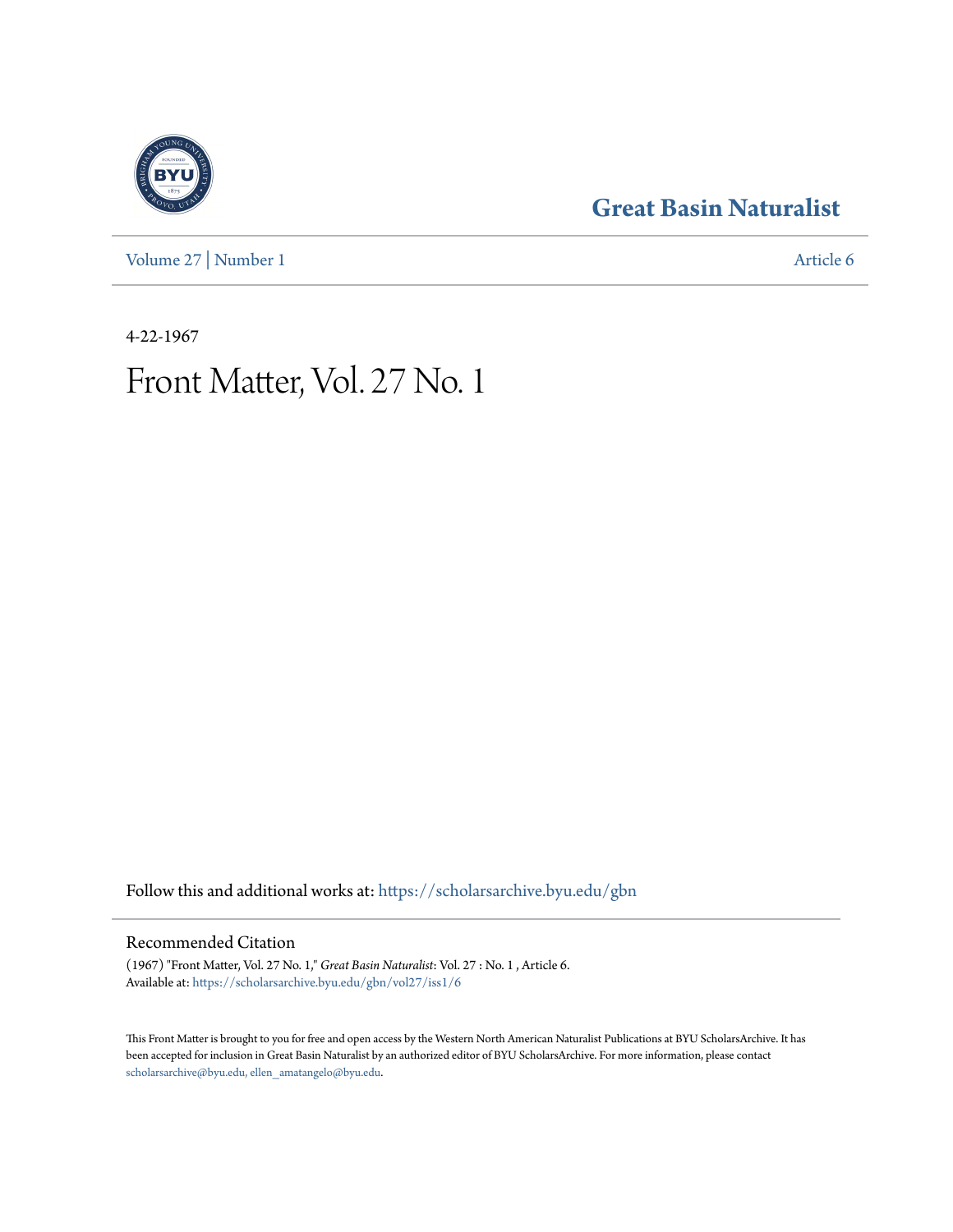# Great Basin Naturalist

Volume 27 | Number 1 Article 6

4-22-1967

# Front Matter, Vol. 27 No. 1

Follow this and additional works at: https://scholarsarchive.byu.edu/gbn

## Recommended Citation

(1967) "Front Matter, Vol. 27 No. 1," *Great Basin Naturalist*: Vol. 27 : No. 1 , Article 6.
Available at: https://scholarsarchive.byu.edu/gbn/vol27/iss1/6

This Front Matter is brought to you for free and open access by the Western North American Naturalist Publications at BYU ScholarsArchive. It has been accepted for inclusion in Great Basin Naturalist by an authorized editor of BYU ScholarsArchive. For more information, please contact scholarsarchive@byu.edu, ellen_amatangelo@byu.edu.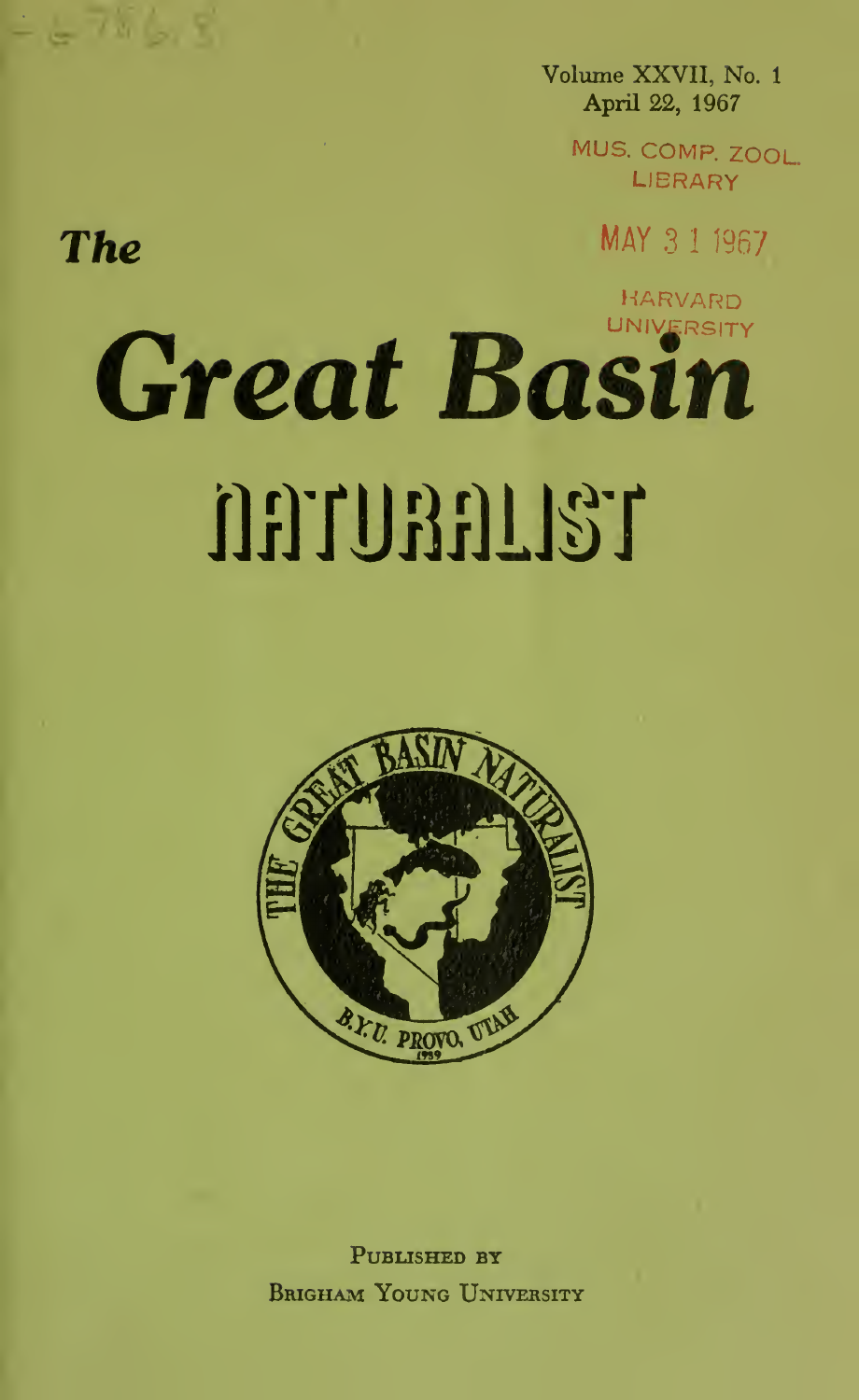Volume XXVII, No. 1
April 22, 1967

MUS. COMP. ZOOL.
LIBRARY

MAY 3 1 1967

HARVARD
UNIVERSITY

# *The Great Basin*
# NATURALIST

PUBLISHED BY
BRIGHAM YOUNG UNIVERSITY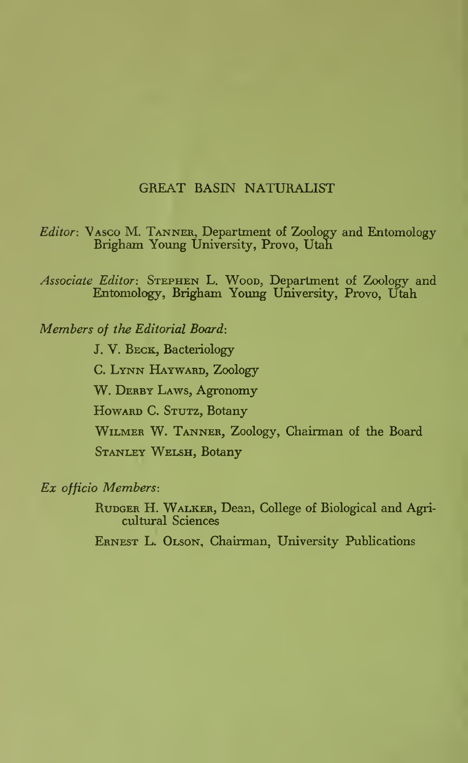# GREAT BASIN NATURALIST

*Editor*: VASCO M. TANNER, Department of Zoology and Entomology Brigham Young University, Provo, Utah

*Associate Editor*: STEPHEN L. WOOD, Department of Zoology and Entomology, Brigham Young University, Provo, Utah

*Members of the Editorial Board*:

J. V. BECK, Bacteriology

C. LYNN HAYWARD, Zoology

W. DERBY LAWS, Agronomy

HOWARD C. STUTZ, Botany

WILMER W. TANNER, Zoology, Chairman of the Board

STANLEY WELSH, Botany

*Ex officio Members*:

RUDGER H. WALKER, Dean, College of Biological and Agricultural Sciences

ERNEST L. OLSON, Chairman, University Publications